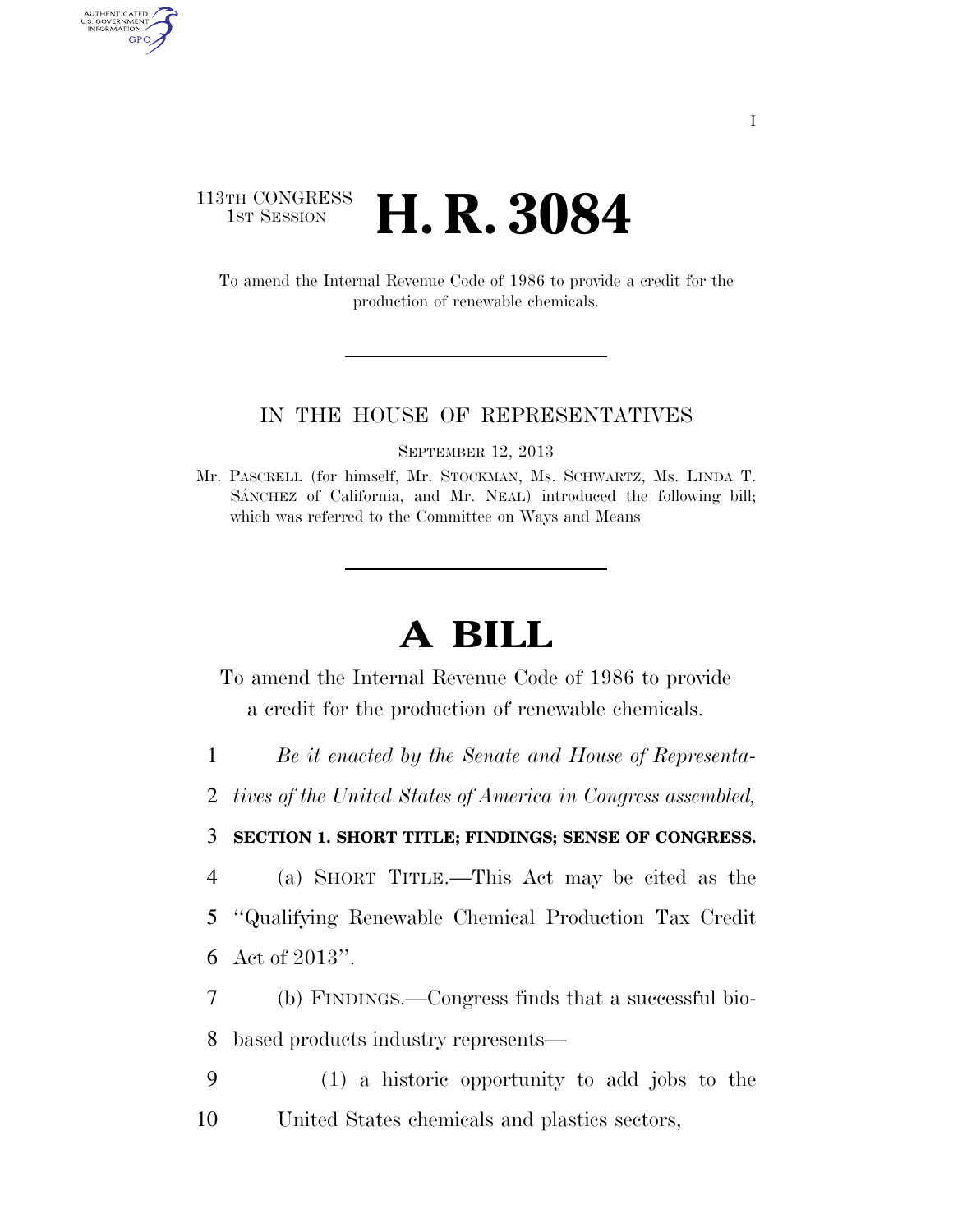113TH CONGRESS
1ST SESSION

# H. R. 3084

To amend the Internal Revenue Code of 1986 to provide a credit for the production of renewable chemicals.

IN THE HOUSE OF REPRESENTATIVES

SEPTEMBER 12, 2013

Mr. PASCRELL (for himself, Mr. STOCKMAN, Ms. SCHWARTZ, Ms. LINDA T. SÁNCHEZ of California, and Mr. NEAL) introduced the following bill; which was referred to the Committee on Ways and Means

# A BILL

To amend the Internal Revenue Code of 1986 to provide a credit for the production of renewable chemicals.

1 *Be it enacted by the Senate and House of Representa-*
2 *tives of the United States of America in Congress assembled,*

3 **SECTION 1. SHORT TITLE; FINDINGS; SENSE OF CONGRESS.**

4 (a) SHORT TITLE.—This Act may be cited as the
5 "Qualifying Renewable Chemical Production Tax Credit
6 Act of 2013".

7 (b) FINDINGS.—Congress finds that a successful bio-
8 based products industry represents—

9 (1) a historic opportunity to add jobs to the
10 United States chemicals and plastics sectors,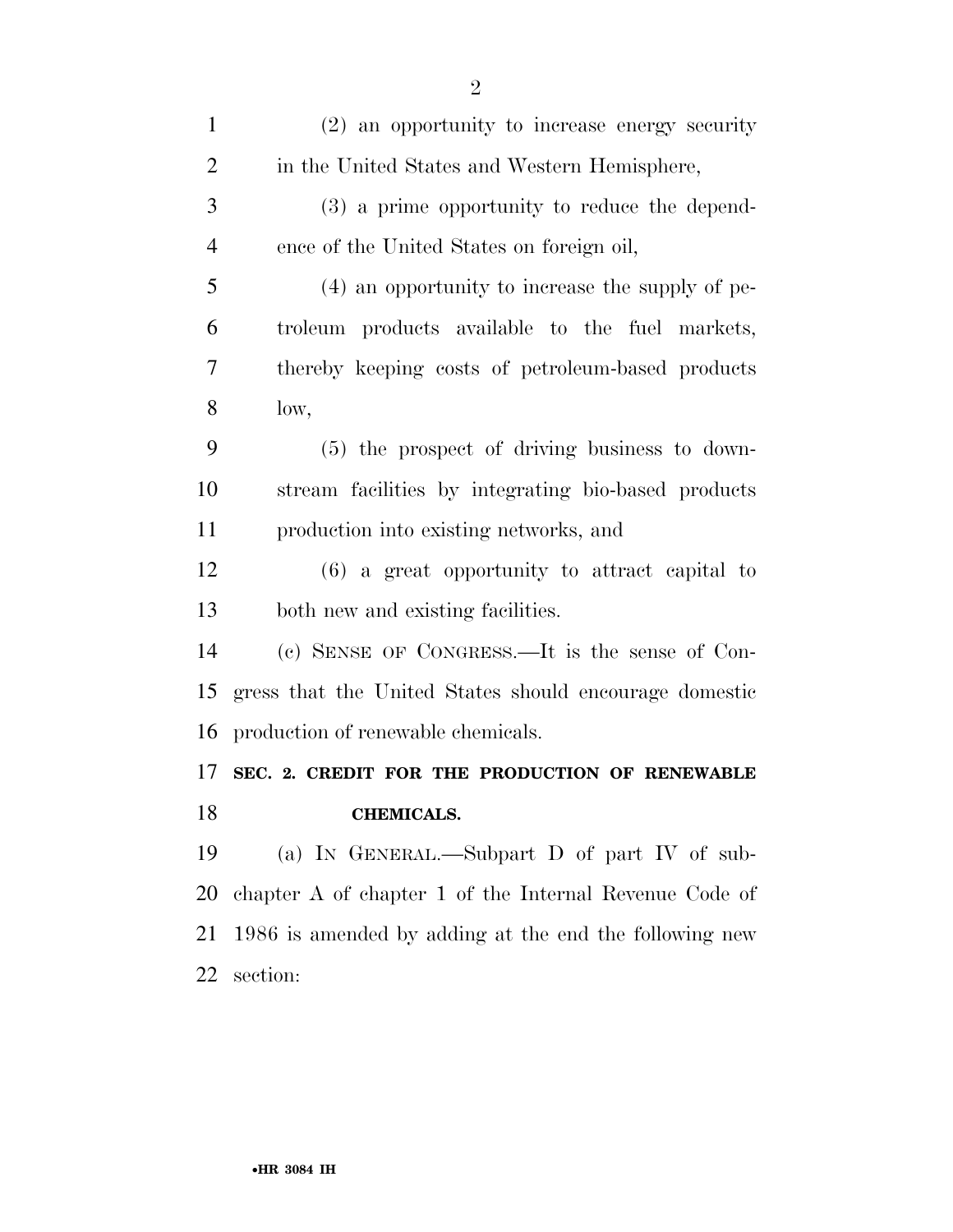(2) an opportunity to increase energy security in the United States and Western Hemisphere,

(3) a prime opportunity to reduce the dependence of the United States on foreign oil,

(4) an opportunity to increase the supply of petroleum products available to the fuel markets, thereby keeping costs of petroleum-based products low,

(5) the prospect of driving business to downstream facilities by integrating bio-based products production into existing networks, and

(6) a great opportunity to attract capital to both new and existing facilities.

(c) SENSE OF CONGRESS.—It is the sense of Congress that the United States should encourage domestic production of renewable chemicals.

## SEC. 2. CREDIT FOR THE PRODUCTION OF RENEWABLE CHEMICALS.

(a) IN GENERAL.—Subpart D of part IV of subchapter A of chapter 1 of the Internal Revenue Code of 1986 is amended by adding at the end the following new section: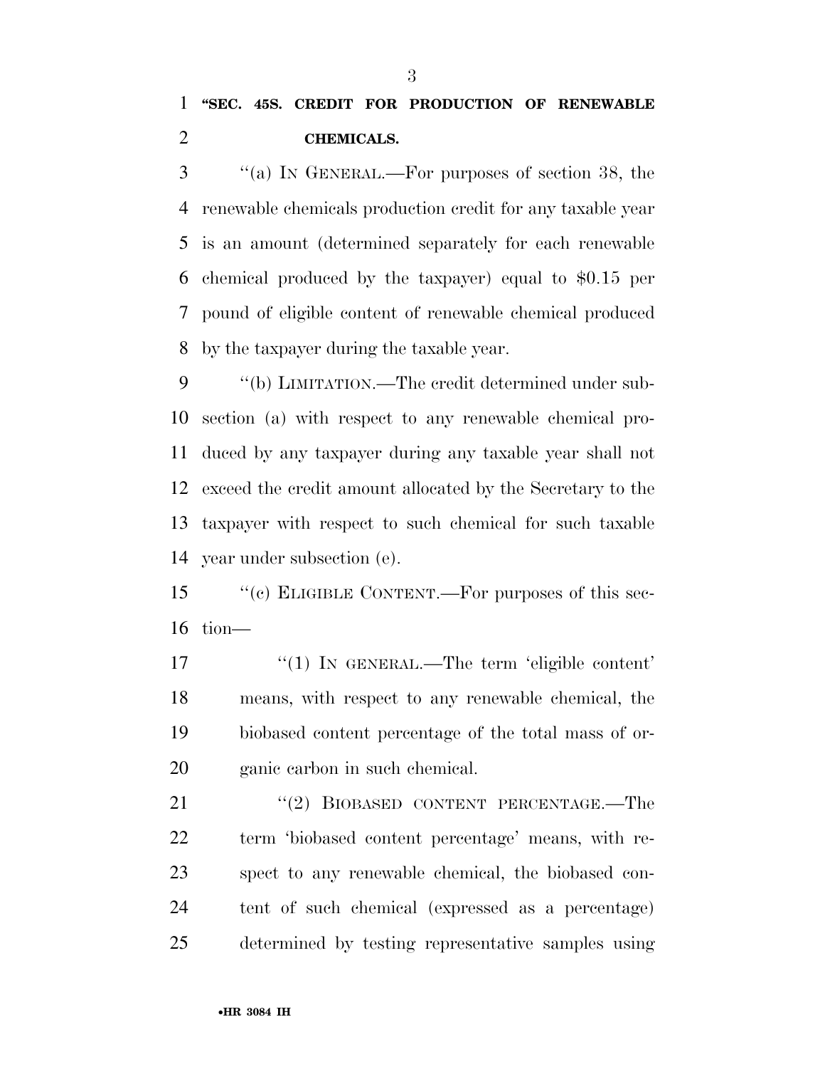**"SEC. 45S. CREDIT FOR PRODUCTION OF RENEWABLE CHEMICALS.**

"(a) IN GENERAL.—For purposes of section 38, the renewable chemicals production credit for any taxable year is an amount (determined separately for each renewable chemical produced by the taxpayer) equal to $0.15 per pound of eligible content of renewable chemical produced by the taxpayer during the taxable year.

"(b) LIMITATION.—The credit determined under subsection (a) with respect to any renewable chemical produced by any taxpayer during any taxable year shall not exceed the credit amount allocated by the Secretary to the taxpayer with respect to such chemical for such taxable year under subsection (e).

"(c) ELIGIBLE CONTENT.—For purposes of this section—

"(1) IN GENERAL.—The term 'eligible content' means, with respect to any renewable chemical, the biobased content percentage of the total mass of organic carbon in such chemical.

"(2) BIOBASED CONTENT PERCENTAGE.—The term 'biobased content percentage' means, with respect to any renewable chemical, the biobased content of such chemical (expressed as a percentage) determined by testing representative samples using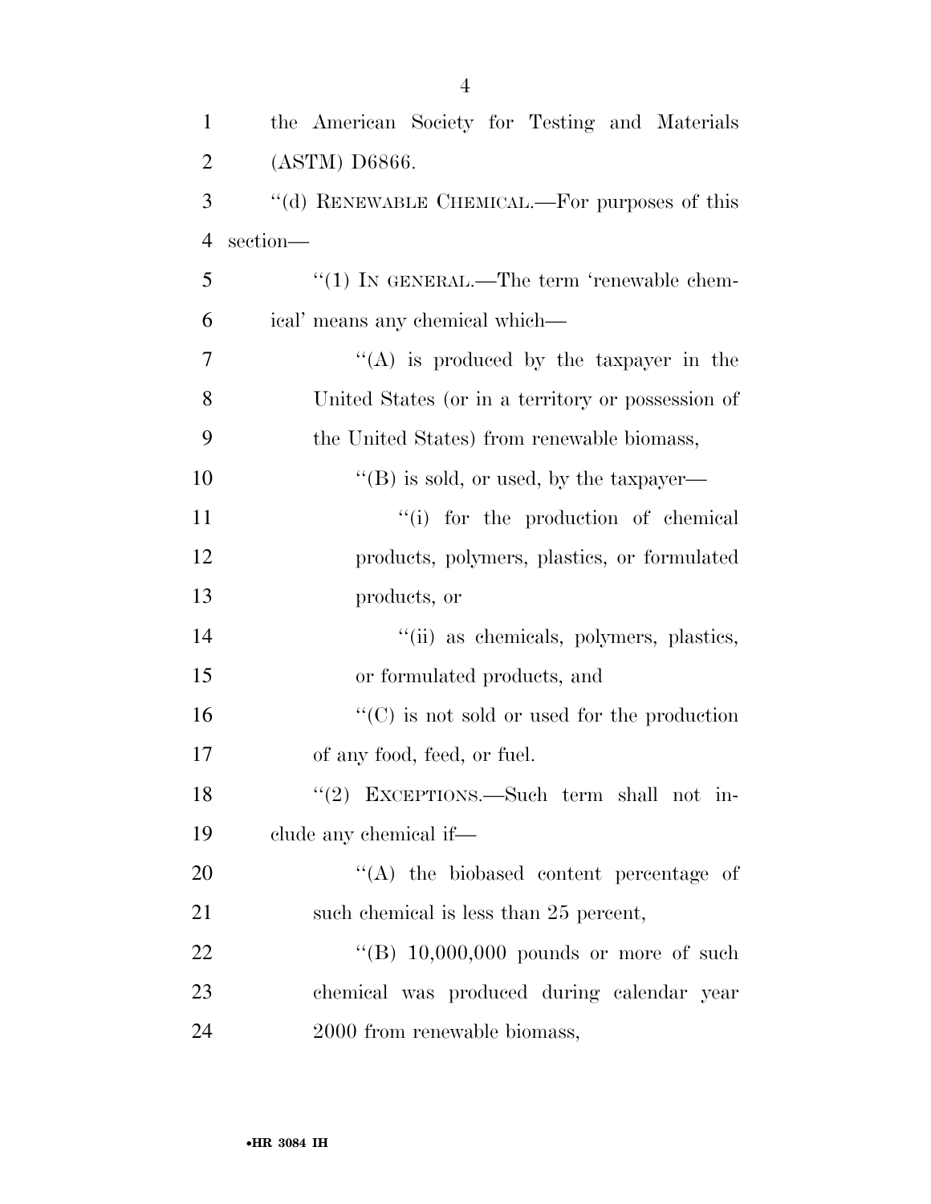the American Society for Testing and Materials (ASTM) D6866.

"(d) RENEWABLE CHEMICAL.—For purposes of this section—

"(1) IN GENERAL.—The term 'renewable chemical' means any chemical which—

"(A) is produced by the taxpayer in the United States (or in a territory or possession of the United States) from renewable biomass,

"(B) is sold, or used, by the taxpayer—

"(i) for the production of chemical products, polymers, plastics, or formulated products, or

"(ii) as chemicals, polymers, plastics, or formulated products, and

"(C) is not sold or used for the production of any food, feed, or fuel.

"(2) EXCEPTIONS.—Such term shall not include any chemical if—

"(A) the biobased content percentage of such chemical is less than 25 percent,

"(B) 10,000,000 pounds or more of such chemical was produced during calendar year 2000 from renewable biomass,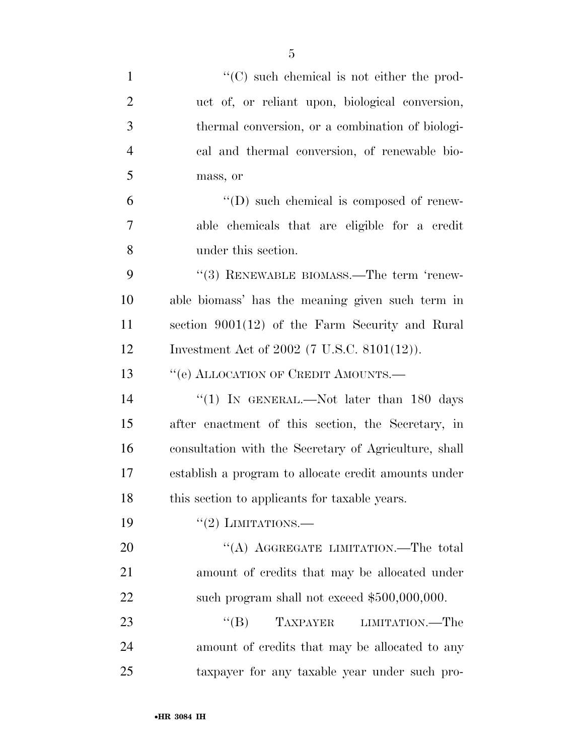''(C) such chemical is not either the product of, or reliant upon, biological conversion, thermal conversion, or a combination of biological and thermal conversion, of renewable biomass, or

''(D) such chemical is composed of renewable chemicals that are eligible for a credit under this section.

''(3) RENEWABLE BIOMASS.—The term 'renewable biomass' has the meaning given such term in section 9001(12) of the Farm Security and Rural Investment Act of 2002 (7 U.S.C. 8101(12)).

''(e) ALLOCATION OF CREDIT AMOUNTS.—

''(1) IN GENERAL.—Not later than 180 days after enactment of this section, the Secretary, in consultation with the Secretary of Agriculture, shall establish a program to allocate credit amounts under this section to applicants for taxable years.

''(2) LIMITATIONS.—

''(A) AGGREGATE LIMITATION.—The total amount of credits that may be allocated under such program shall not exceed $500,000,000.

''(B) TAXPAYER LIMITATION.—The amount of credits that may be allocated to any taxpayer for any taxable year under such pro-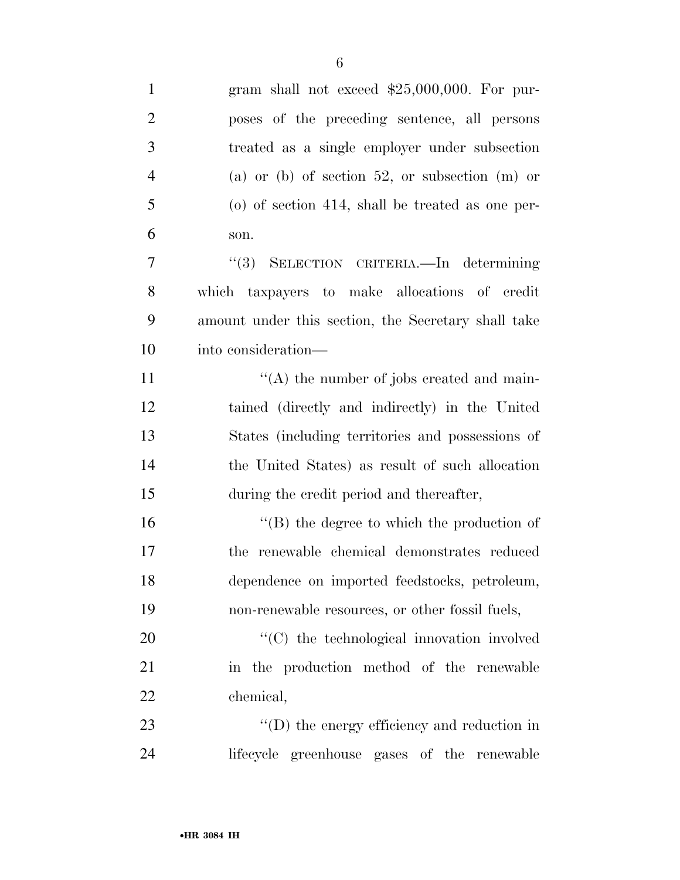gram shall not exceed $25,000,000. For purposes of the preceding sentence, all persons treated as a single employer under subsection (a) or (b) of section 52, or subsection (m) or (o) of section 414, shall be treated as one person.

"(3) SELECTION CRITERIA.—In determining which taxpayers to make allocations of credit amount under this section, the Secretary shall take into consideration—

"(A) the number of jobs created and maintained (directly and indirectly) in the United States (including territories and possessions of the United States) as result of such allocation during the credit period and thereafter,

"(B) the degree to which the production of the renewable chemical demonstrates reduced dependence on imported feedstocks, petroleum, non-renewable resources, or other fossil fuels,

"(C) the technological innovation involved in the production method of the renewable chemical,

"(D) the energy efficiency and reduction in lifecycle greenhouse gases of the renewable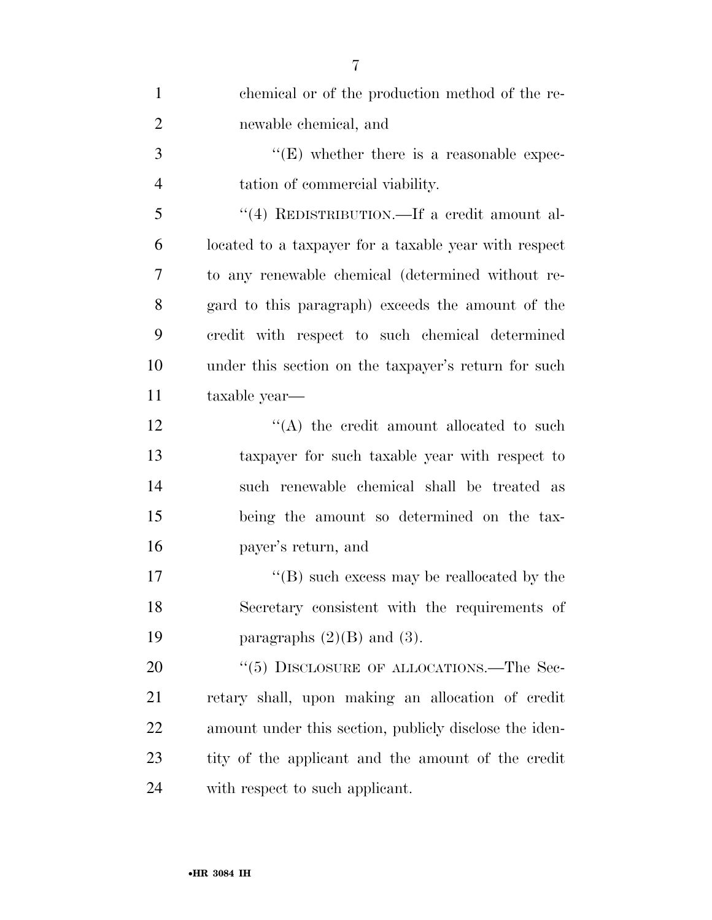chemical or of the production method of the renewable chemical, and

''(E) whether there is a reasonable expectation of commercial viability.

''(4) REDISTRIBUTION.—If a credit amount allocated to a taxpayer for a taxable year with respect to any renewable chemical (determined without regard to this paragraph) exceeds the amount of the credit with respect to such chemical determined under this section on the taxpayer's return for such taxable year—

''(A) the credit amount allocated to such taxpayer for such taxable year with respect to such renewable chemical shall be treated as being the amount so determined on the taxpayer's return, and

''(B) such excess may be reallocated by the Secretary consistent with the requirements of paragraphs (2)(B) and (3).

''(5) DISCLOSURE OF ALLOCATIONS.—The Secretary shall, upon making an allocation of credit amount under this section, publicly disclose the identity of the applicant and the amount of the credit with respect to such applicant.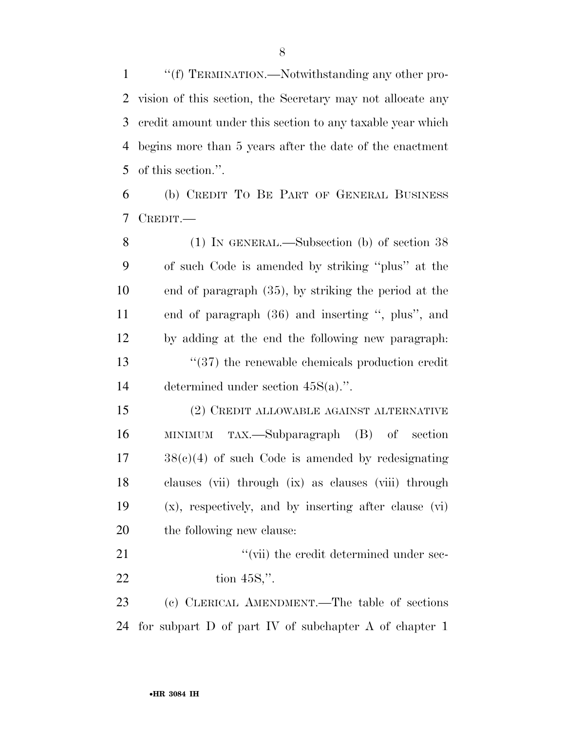''(f) TERMINATION.—Notwithstanding any other provision of this section, the Secretary may not allocate any credit amount under this section to any taxable year which begins more than 5 years after the date of the enactment of this section.''.

(b) CREDIT TO BE PART OF GENERAL BUSINESS CREDIT.—

(1) IN GENERAL.—Subsection (b) of section 38 of such Code is amended by striking ''plus'' at the end of paragraph (35), by striking the period at the end of paragraph (36) and inserting '', plus'', and by adding at the end the following new paragraph:

''(37) the renewable chemicals production credit determined under section 45S(a).''.

(2) CREDIT ALLOWABLE AGAINST ALTERNATIVE MINIMUM TAX.—Subparagraph (B) of section 38(c)(4) of such Code is amended by redesignating clauses (vii) through (ix) as clauses (viii) through (x), respectively, and by inserting after clause (vi) the following new clause:

''(vii) the credit determined under section 45S,''.

(c) CLERICAL AMENDMENT.—The table of sections for subpart D of part IV of subchapter A of chapter 1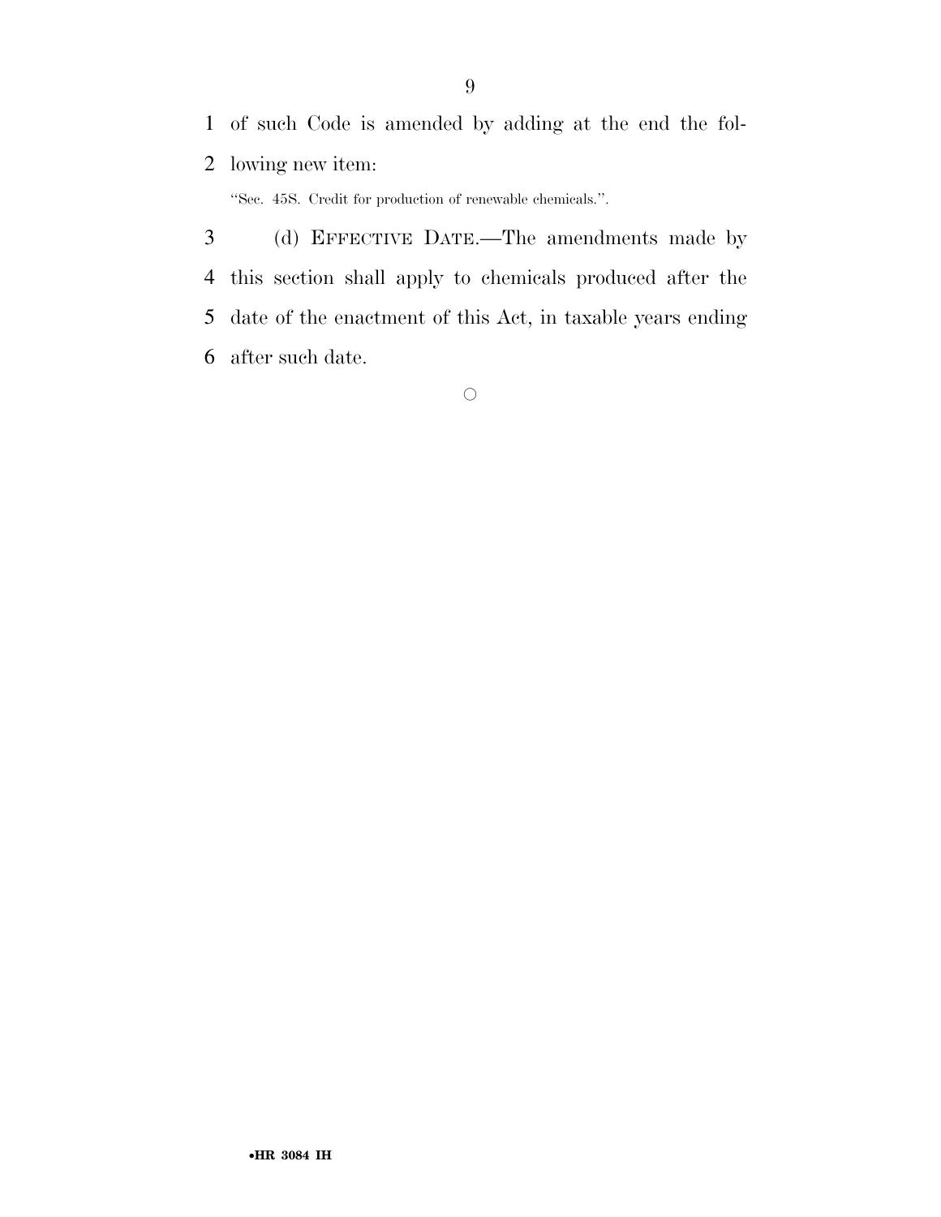of such Code is amended by adding at the end the following new item:

"Sec. 45S. Credit for production of renewable chemicals.".

(d) EFFECTIVE DATE.—The amendments made by this section shall apply to chemicals produced after the date of the enactment of this Act, in taxable years ending after such date.